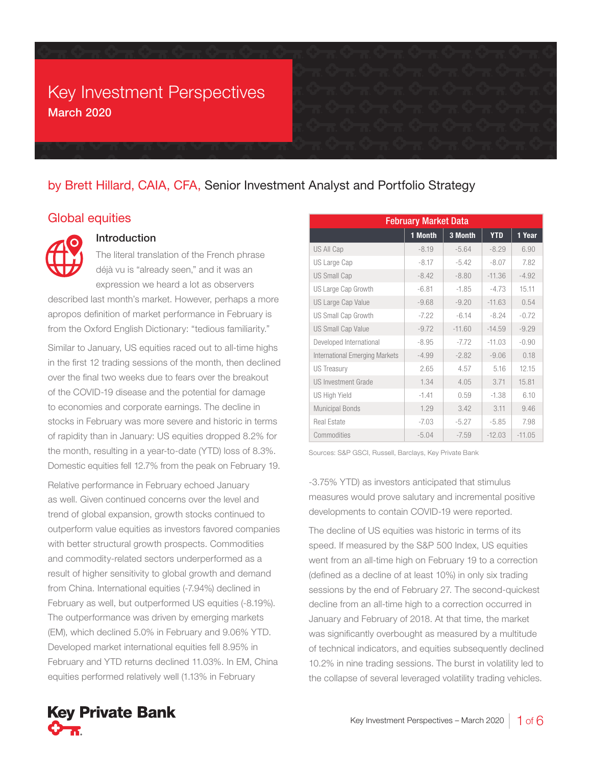# Key Investment Perspectives

**March 2020**

## by Brett Hillard, CAIA, CFA, Senior Investment Analyst and Portfolio Strategy

## Global equities

### Introduction

The literal translation of the French phrase déjà vu is “already seen,” and it was an expression we heard a lot as observers described last month’s market. However, perhaps a more apropos definition of market performance in February is from the Oxford English Dictionary: “tedious familiarity.”

Similar to January, US equities raced out to all-time highs in the first 12 trading sessions of the month, then declined over the final two weeks due to fears over the breakout of the COVID-19 disease and the potential for damage to economies and corporate earnings. The decline in stocks in February was more severe and historic in terms of rapidity than in January: US equities dropped 8.2% for the month, resulting in a year-to-date (YTD) loss of 8.3%. Domestic equities fell 12.7% from the peak on February 19.

Relative performance in February echoed January as well. Given continued concerns over the level and trend of global expansion, growth stocks continued to outperform value equities as investors favored companies with better structural growth prospects. Commodities and commodity-related sectors underperformed as a result of higher sensitivity to global growth and demand from China. International equities (-7.94%) declined in February as well, but outperformed US equities (-8.19%). The outperformance was driven by emerging markets (EM), which declined 5.0% in February and 9.06% YTD. Developed market international equities fell 8.95% in February and YTD returns declined 11.03%. In EM, China equities performed relatively well (1.13% in February -3.75% YTD) as investors anticipated that stimulus measures would prove salutary and incremental positive developments to contain COVID-19 were reported.

| February Market Data | 1 Month | 3 Month | YTD | 1 Year |
|---|---|---|---|---|
| US All Cap | -8.19 | -5.64 | -8.29 | 6.90 |
| US Large Cap | -8.17 | -5.42 | -8.07 | 7.82 |
| US Small Cap | -8.42 | -8.80 | -11.36 | -4.92 |
| US Large Cap Growth | -6.81 | -1.85 | -4.73 | 15.11 |
| US Large Cap Value | -9.68 | -9.20 | -11.63 | 0.54 |
| US Small Cap Growth | -7.22 | -6.14 | -8.24 | -0.72 |
| US Small Cap Value | -9.72 | -11.60 | -14.59 | -9.29 |
| Developed International | -8.95 | -7.72 | -11.03 | -0.90 |
| International Emerging Markets | -4.99 | -2.82 | -9.06 | 0.18 |
| US Treasury | 2.65 | 4.57 | 5.16 | 12.15 |
| US Investment Grade | 1.34 | 4.05 | 3.71 | 15.81 |
| US High Yield | -1.41 | 0.59 | -1.38 | 6.10 |
| Municipal Bonds | 1.29 | 3.42 | 3.11 | 9.46 |
| Real Estate | -7.03 | -5.27 | -5.85 | 7.98 |
| Commodities | -5.04 | -7.59 | -12.03 | -11.05 |

Sources: S&P GSCI, Russell, Barclays, Key Private Bank

The decline of US equities was historic in terms of its speed. If measured by the S&P 500 Index, US equities went from an all-time high on February 19 to a correction (defined as a decline of at least 10%) in only six trading sessions by the end of February 27. The second-quickest decline from an all-time high to a correction occurred in January and February of 2018. At that time, the market was significantly overbought as measured by a multitude of technical indicators, and equities subsequently declined 10.2% in nine trading sessions. The burst in volatility led to the collapse of several leveraged volatility trading vehicles.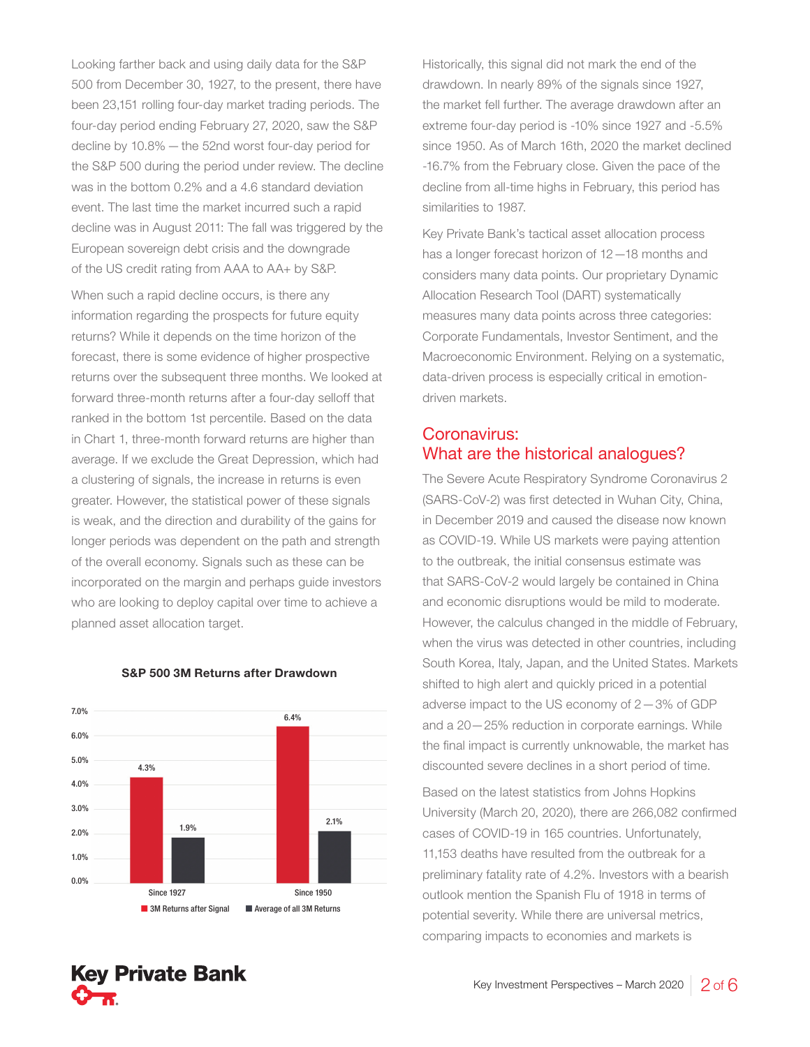Looking farther back and using daily data for the S&P 500 from December 30, 1927, to the present, there have been 23,151 rolling four-day market trading periods. The four-day period ending February 27, 2020, saw the S&P decline by 10.8% — the 52nd worst four-day period for the S&P 500 during the period under review. The decline was in the bottom 0.2% and a 4.6 standard deviation event. The last time the market incurred such a rapid decline was in August 2011: The fall was triggered by the European sovereign debt crisis and the downgrade of the US credit rating from AAA to AA+ by S&P.

When such a rapid decline occurs, is there any information regarding the prospects for future equity returns? While it depends on the time horizon of the forecast, there is some evidence of higher prospective returns over the subsequent three months. We looked at forward three-month returns after a four-day selloff that ranked in the bottom 1st percentile. Based on the data in Chart 1, three-month forward returns are higher than average. If we exclude the Great Depression, which had a clustering of signals, the increase in returns is even greater. However, the statistical power of these signals is weak, and the direction and durability of the gains for longer periods was dependent on the path and strength of the overall economy. Signals such as these can be incorporated on the margin and perhaps guide investors who are looking to deploy capital over time to achieve a planned asset allocation target.

**S&P 500 3M Returns after Drawdown**

| | 3M Returns after Signal | Average of all 3M Returns |
|---|---|---|
| Since 1927 | 4.3% | 1.9% |
| Since 1950 | 6.4% | 2.1% |

Historically, this signal did not mark the end of the drawdown. In nearly 89% of the signals since 1927, the market fell further. The average drawdown after an extreme four-day period is -10% since 1927 and -5.5% since 1950. As of March 16th, 2020 the market declined -16.7% from the February close. Given the pace of the decline from all-time highs in February, this period has similarities to 1987.

Key Private Bank's tactical asset allocation process has a longer forecast horizon of 12—18 months and considers many data points. Our proprietary Dynamic Allocation Research Tool (DART) systematically measures many data points across three categories: Corporate Fundamentals, Investor Sentiment, and the Macroeconomic Environment. Relying on a systematic, data-driven process is especially critical in emotion-driven markets.

## Coronavirus: What are the historical analogues?

The Severe Acute Respiratory Syndrome Coronavirus 2 (SARS-CoV-2) was first detected in Wuhan City, China, in December 2019 and caused the disease now known as COVID-19. While US markets were paying attention to the outbreak, the initial consensus estimate was that SARS-CoV-2 would largely be contained in China and economic disruptions would be mild to moderate. However, the calculus changed in the middle of February, when the virus was detected in other countries, including South Korea, Italy, Japan, and the United States. Markets shifted to high alert and quickly priced in a potential adverse impact to the US economy of 2—3% of GDP and a 20—25% reduction in corporate earnings. While the final impact is currently unknowable, the market has discounted severe declines in a short period of time.

Based on the latest statistics from Johns Hopkins University (March 20, 2020), there are 266,082 confirmed cases of COVID-19 in 165 countries. Unfortunately, 11,153 deaths have resulted from the outbreak for a preliminary fatality rate of 4.2%. Investors with a bearish outlook mention the Spanish Flu of 1918 in terms of potential severity. While there are universal metrics, comparing impacts to economies and markets is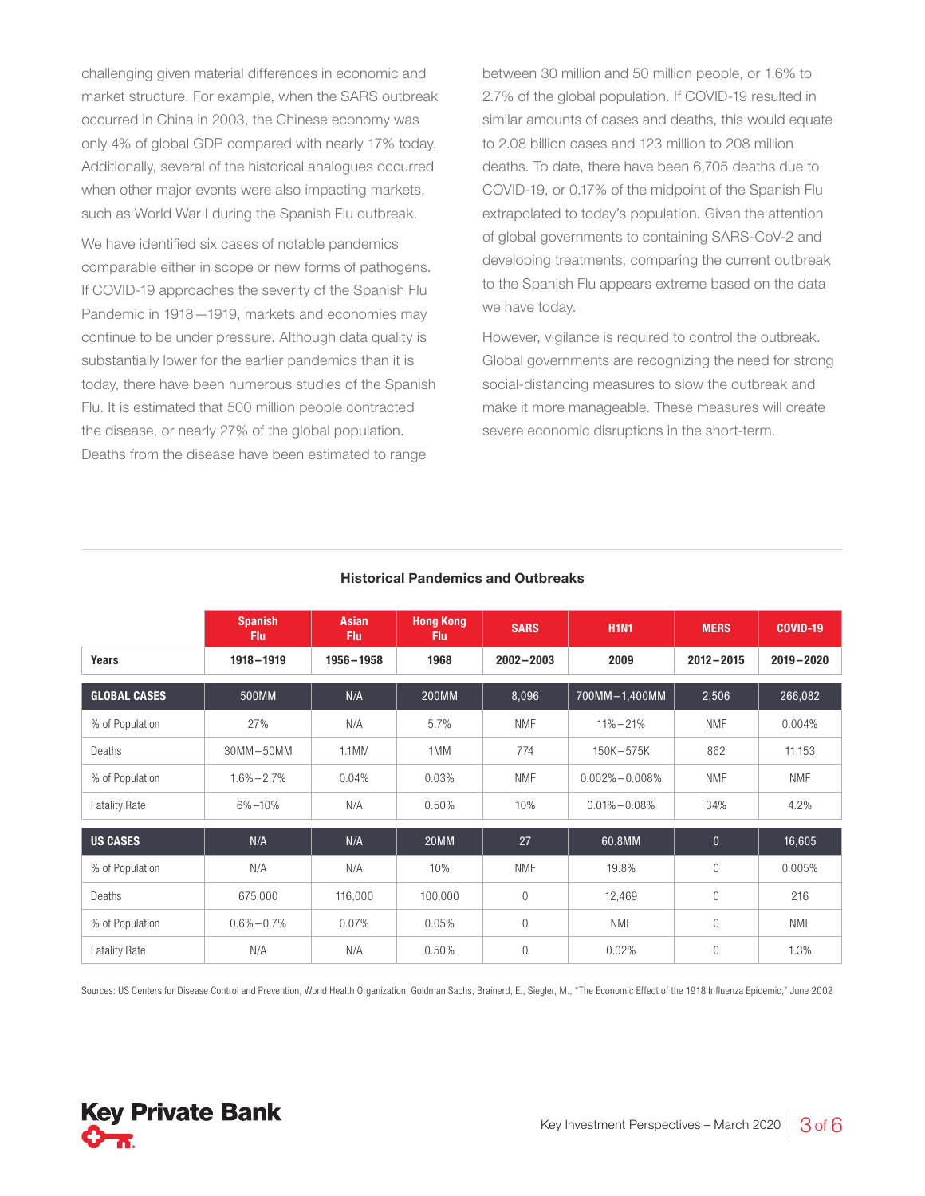challenging given material differences in economic and market structure. For example, when the SARS outbreak occurred in China in 2003, the Chinese economy was only 4% of global GDP compared with nearly 17% today. Additionally, several of the historical analogues occurred when other major events were also impacting markets, such as World War I during the Spanish Flu outbreak.

We have identified six cases of notable pandemics comparable either in scope or new forms of pathogens. If COVID-19 approaches the severity of the Spanish Flu Pandemic in 1918–1919, markets and economies may continue to be under pressure. Although data quality is substantially lower for the earlier pandemics than it is today, there have been numerous studies of the Spanish Flu. It is estimated that 500 million people contracted the disease, or nearly 27% of the global population. Deaths from the disease have been estimated to range between 30 million and 50 million people, or 1.6% to 2.7% of the global population. If COVID-19 resulted in similar amounts of cases and deaths, this would equate to 2.08 billion cases and 123 million to 208 million deaths. To date, there have been 6,705 deaths due to COVID-19, or 0.17% of the midpoint of the Spanish Flu extrapolated to today's population. Given the attention of global governments to containing SARS-CoV-2 and developing treatments, comparing the current outbreak to the Spanish Flu appears extreme based on the data we have today.

However, vigilance is required to control the outbreak. Global governments are recognizing the need for strong social-distancing measures to slow the outbreak and make it more manageable. These measures will create severe economic disruptions in the short-term.

**Historical Pandemics and Outbreaks**

| | Spanish Flu | Asian Flu | Hong Kong Flu | SARS | H1N1 | MERS | COVID-19 |
|---|---|---|---|---|---|---|---|
| **Years** | **1918–1919** | **1956–1958** | **1968** | **2002–2003** | **2009** | **2012–2015** | **2019–2020** |
| **GLOBAL CASES** | 500MM | N/A | 200MM | 8,096 | 700MM–1,400MM | 2,506 | 266,082 |
| % of Population | 27% | N/A | 5.7% | NMF | 11%–21% | NMF | 0.004% |
| Deaths | 30MM–50MM | 1.1MM | 1MM | 774 | 150K–575K | 862 | 11,153 |
| % of Population | 1.6%–2.7% | 0.04% | 0.03% | NMF | 0.002%–0.008% | NMF | NMF |
| Fatality Rate | 6%–10% | N/A | 0.50% | 10% | 0.01%–0.08% | 34% | 4.2% |
| **US CASES** | N/A | N/A | 20MM | 27 | 60.8MM | 0 | 16,605 |
| % of Population | N/A | N/A | 10% | NMF | 19.8% | 0 | 0.005% |
| Deaths | 675,000 | 116,000 | 100,000 | 0 | 12,469 | 0 | 216 |
| % of Population | 0.6%–0.7% | 0.07% | 0.05% | 0 | NMF | 0 | NMF |
| Fatality Rate | N/A | N/A | 0.50% | 0 | 0.02% | 0 | 1.3% |

Sources: US Centers for Disease Control and Prevention, World Health Organization, Goldman Sachs, Brainerd, E., Siegler, M., "The Economic Effect of the 1918 Influenza Epidemic," June 2002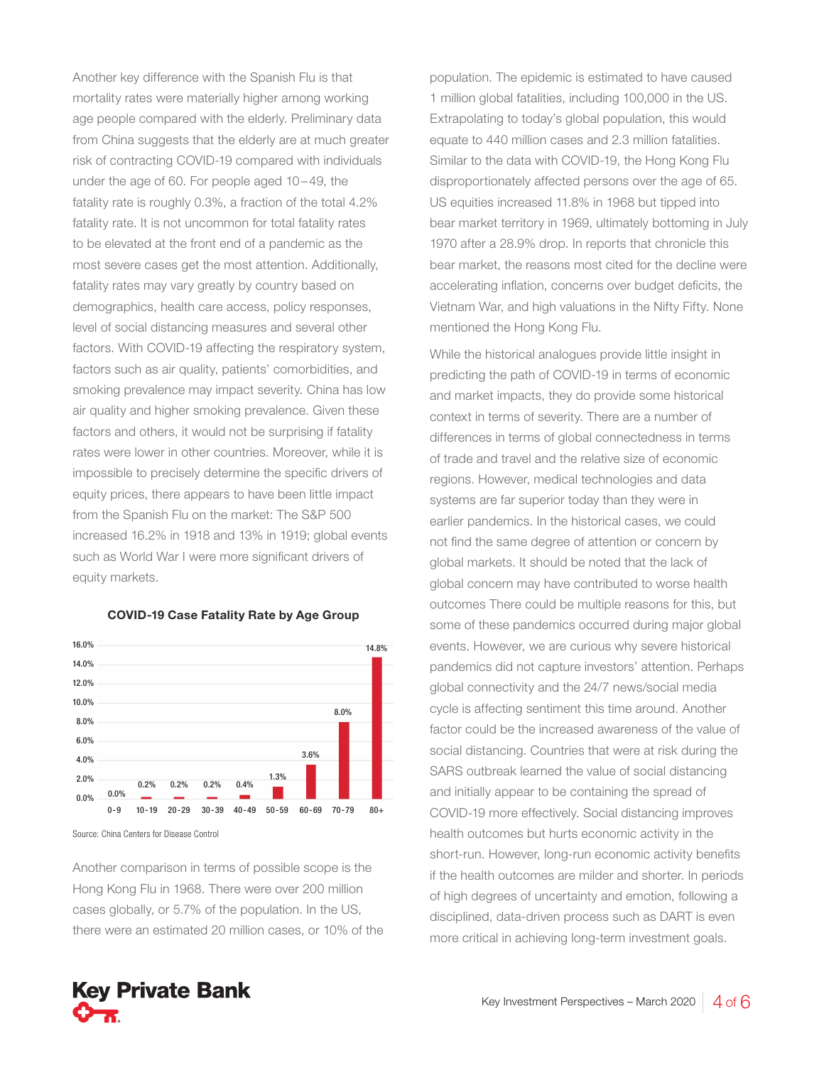Another key difference with the Spanish Flu is that mortality rates were materially higher among working age people compared with the elderly. Preliminary data from China suggests that the elderly are at much greater risk of contracting COVID-19 compared with individuals under the age of 60. For people aged 10–49, the fatality rate is roughly 0.3%, a fraction of the total 4.2% fatality rate. It is not uncommon for total fatality rates to be elevated at the front end of a pandemic as the most severe cases get the most attention. Additionally, fatality rates may vary greatly by country based on demographics, health care access, policy responses, level of social distancing measures and several other factors. With COVID-19 affecting the respiratory system, factors such as air quality, patients' comorbidities, and smoking prevalence may impact severity. China has low air quality and higher smoking prevalence. Given these factors and others, it would not be surprising if fatality rates were lower in other countries. Moreover, while it is impossible to precisely determine the specific drivers of equity prices, there appears to have been little impact from the Spanish Flu on the market: The S&P 500 increased 16.2% in 1918 and 13% in 1919; global events such as World War I were more significant drivers of equity markets.

**COVID-19 Case Fatality Rate by Age Group**

| Age Group | Case Fatality Rate |
|---|---|
| 0-9 | 0.0% |
| 10-19 | 0.2% |
| 20-29 | 0.2% |
| 30-39 | 0.2% |
| 40-49 | 0.4% |
| 50-59 | 1.3% |
| 60-69 | 3.6% |
| 70-79 | 8.0% |
| 80+ | 14.8% |

Source: China Centers for Disease Control

Another comparison in terms of possible scope is the Hong Kong Flu in 1968. There were over 200 million cases globally, or 5.7% of the population. In the US, there were an estimated 20 million cases, or 10% of the population. The epidemic is estimated to have caused 1 million global fatalities, including 100,000 in the US. Extrapolating to today's global population, this would equate to 440 million cases and 2.3 million fatalities. Similar to the data with COVID-19, the Hong Kong Flu disproportionately affected persons over the age of 65. US equities increased 11.8% in 1968 but tipped into bear market territory in 1969, ultimately bottoming in July 1970 after a 28.9% drop. In reports that chronicle this bear market, the reasons most cited for the decline were accelerating inflation, concerns over budget deficits, the Vietnam War, and high valuations in the Nifty Fifty. None mentioned the Hong Kong Flu.

While the historical analogues provide little insight in predicting the path of COVID-19 in terms of economic and market impacts, they do provide some historical context in terms of severity. There are a number of differences in terms of global connectedness in terms of trade and travel and the relative size of economic regions. However, medical technologies and data systems are far superior today than they were in earlier pandemics. In the historical cases, we could not find the same degree of attention or concern by global markets. It should be noted that the lack of global concern may have contributed to worse health outcomes There could be multiple reasons for this, but some of these pandemics occurred during major global events. However, we are curious why severe historical pandemics did not capture investors' attention. Perhaps global connectivity and the 24/7 news/social media cycle is affecting sentiment this time around. Another factor could be the increased awareness of the value of social distancing. Countries that were at risk during the SARS outbreak learned the value of social distancing and initially appear to be containing the spread of COVID-19 more effectively. Social distancing improves health outcomes but hurts economic activity in the short-run. However, long-run economic activity benefits if the health outcomes are milder and shorter. In periods of high degrees of uncertainty and emotion, following a disciplined, data-driven process such as DART is even more critical in achieving long-term investment goals.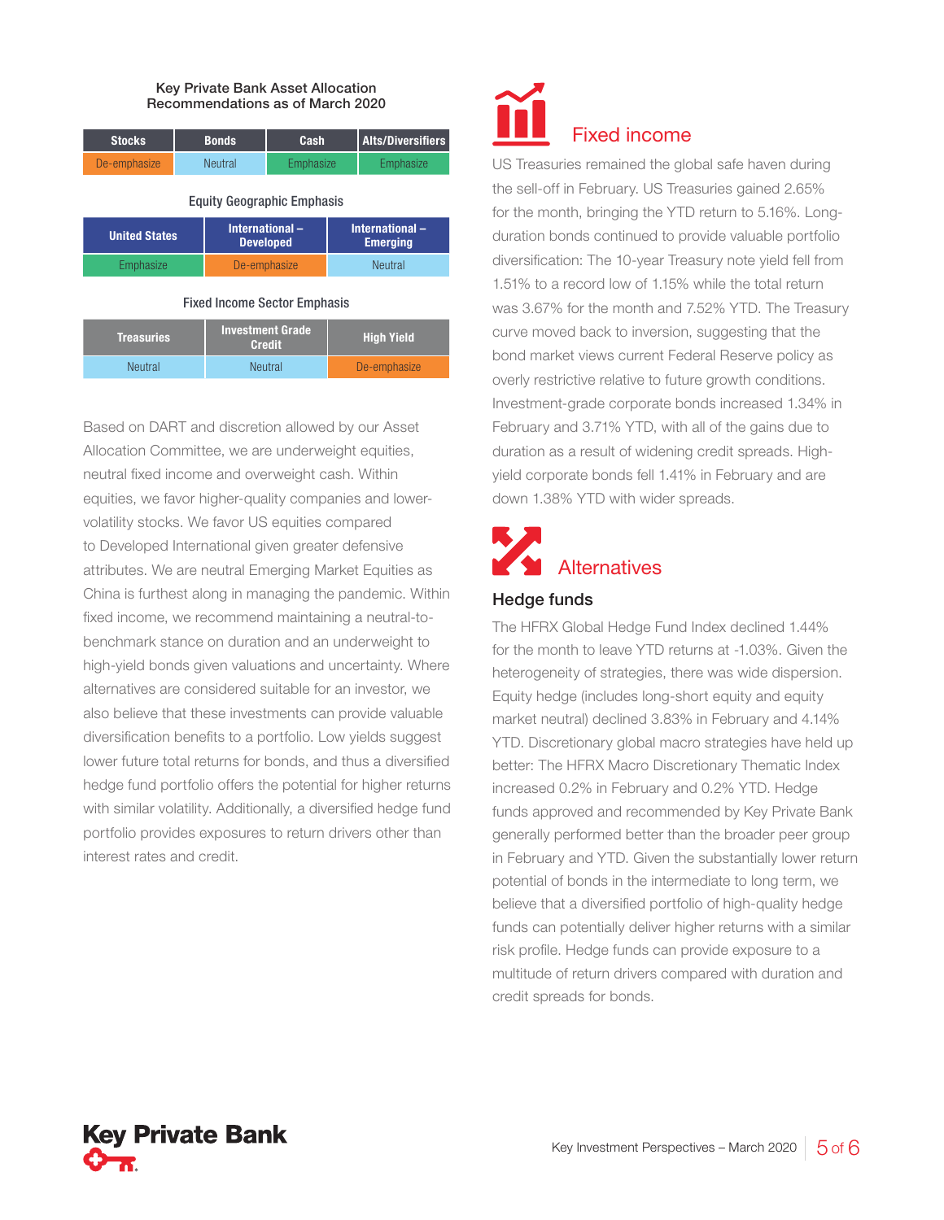**Key Private Bank Asset Allocation Recommendations as of March 2020**

| Stocks | Bonds | Cash | Alts/Diversifiers |
| --- | --- | --- | --- |
| De-emphasize | Neutral | Emphasize | Emphasize |

**Equity Geographic Emphasis**

| United States | International – Developed | International – Emerging |
| --- | --- | --- |
| Emphasize | De-emphasize | Neutral |

**Fixed Income Sector Emphasis**

| Treasuries | Investment Grade Credit | High Yield |
| --- | --- | --- |
| Neutral | Neutral | De-emphasize |

Based on DART and discretion allowed by our Asset Allocation Committee, we are underweight equities, neutral fixed income and overweight cash. Within equities, we favor higher-quality companies and lower-volatility stocks. We favor US equities compared to Developed International given greater defensive attributes. We are neutral Emerging Market Equities as China is furthest along in managing the pandemic. Within fixed income, we recommend maintaining a neutral-to-benchmark stance on duration and an underweight to high-yield bonds given valuations and uncertainty. Where alternatives are considered suitable for an investor, we also believe that these investments can provide valuable diversification benefits to a portfolio. Low yields suggest lower future total returns for bonds, and thus a diversified hedge fund portfolio offers the potential for higher returns with similar volatility. Additionally, a diversified hedge fund portfolio provides exposures to return drivers other than interest rates and credit.

## Fixed income

US Treasuries remained the global safe haven during the sell-off in February. US Treasuries gained 2.65% for the month, bringing the YTD return to 5.16%. Long-duration bonds continued to provide valuable portfolio diversification: The 10-year Treasury note yield fell from 1.51% to a record low of 1.15% while the total return was 3.67% for the month and 7.52% YTD. The Treasury curve moved back to inversion, suggesting that the bond market views current Federal Reserve policy as overly restrictive relative to future growth conditions. Investment-grade corporate bonds increased 1.34% in February and 3.71% YTD, with all of the gains due to duration as a result of widening credit spreads. High-yield corporate bonds fell 1.41% in February and are down 1.38% YTD with wider spreads.

## Alternatives

### Hedge funds

The HFRX Global Hedge Fund Index declined 1.44% for the month to leave YTD returns at -1.03%. Given the heterogeneity of strategies, there was wide dispersion. Equity hedge (includes long-short equity and equity market neutral) declined 3.83% in February and 4.14% YTD. Discretionary global macro strategies have held up better: The HFRX Macro Discretionary Thematic Index increased 0.2% in February and 0.2% YTD. Hedge funds approved and recommended by Key Private Bank generally performed better than the broader peer group in February and YTD. Given the substantially lower return potential of bonds in the intermediate to long term, we believe that a diversified portfolio of high-quality hedge funds can potentially deliver higher returns with a similar risk profile. Hedge funds can provide exposure to a multitude of return drivers compared with duration and credit spreads for bonds.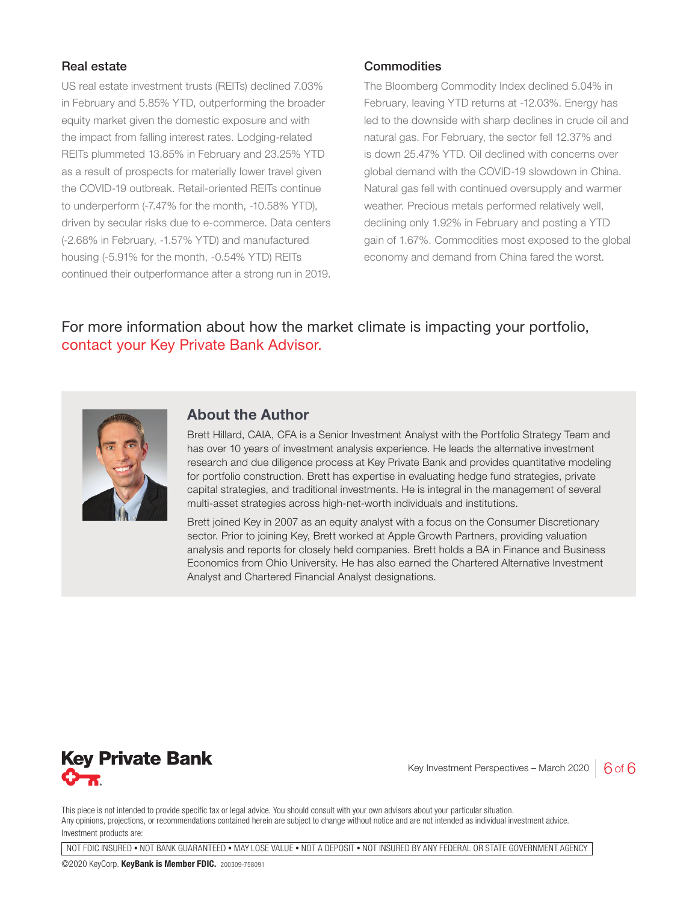### Real estate

US real estate investment trusts (REITs) declined 7.03% in February and 5.85% YTD, outperforming the broader equity market given the domestic exposure and with the impact from falling interest rates. Lodging-related REITs plummeted 13.85% in February and 23.25% YTD as a result of prospects for materially lower travel given the COVID-19 outbreak. Retail-oriented REITs continue to underperform (-7.47% for the month, -10.58% YTD), driven by secular risks due to e-commerce. Data centers (-2.68% in February, -1.57% YTD) and manufactured housing (-5.91% for the month, -0.54% YTD) REITs continued their outperformance after a strong run in 2019.

### Commodities

The Bloomberg Commodity Index declined 5.04% in February, leaving YTD returns at -12.03%. Energy has led to the downside with sharp declines in crude oil and natural gas. For February, the sector fell 12.37% and is down 25.47% YTD. Oil declined with concerns over global demand with the COVID-19 slowdown in China. Natural gas fell with continued oversupply and warmer weather. Precious metals performed relatively well, declining only 1.92% in February and posting a YTD gain of 1.67%. Commodities most exposed to the global economy and demand from China fared the worst.

For more information about how the market climate is impacting your portfolio, contact your Key Private Bank Advisor.

## About the Author

Brett Hillard, CAIA, CFA is a Senior Investment Analyst with the Portfolio Strategy Team and has over 10 years of investment analysis experience. He leads the alternative investment research and due diligence process at Key Private Bank and provides quantitative modeling for portfolio construction. Brett has expertise in evaluating hedge fund strategies, private capital strategies, and traditional investments. He is integral in the management of several multi-asset strategies across high-net-worth individuals and institutions.

Brett joined Key in 2007 as an equity analyst with a focus on the Consumer Discretionary sector. Prior to joining Key, Brett worked at Apple Growth Partners, providing valuation analysis and reports for closely held companies. Brett holds a BA in Finance and Business Economics from Ohio University. He has also earned the Chartered Alternative Investment Analyst and Chartered Financial Analyst designations.

**Key Private Bank**

This piece is not intended to provide specific tax or legal advice. You should consult with your own advisors about your particular situation.
Any opinions, projections, or recommendations contained herein are subject to change without notice and are not intended as individual investment advice.
Investment products are:

NOT FDIC INSURED • NOT BANK GUARANTEED • MAY LOSE VALUE • NOT A DEPOSIT • NOT INSURED BY ANY FEDERAL OR STATE GOVERNMENT AGENCY

©2020 KeyCorp. **KeyBank is Member FDIC.** 200309-758091